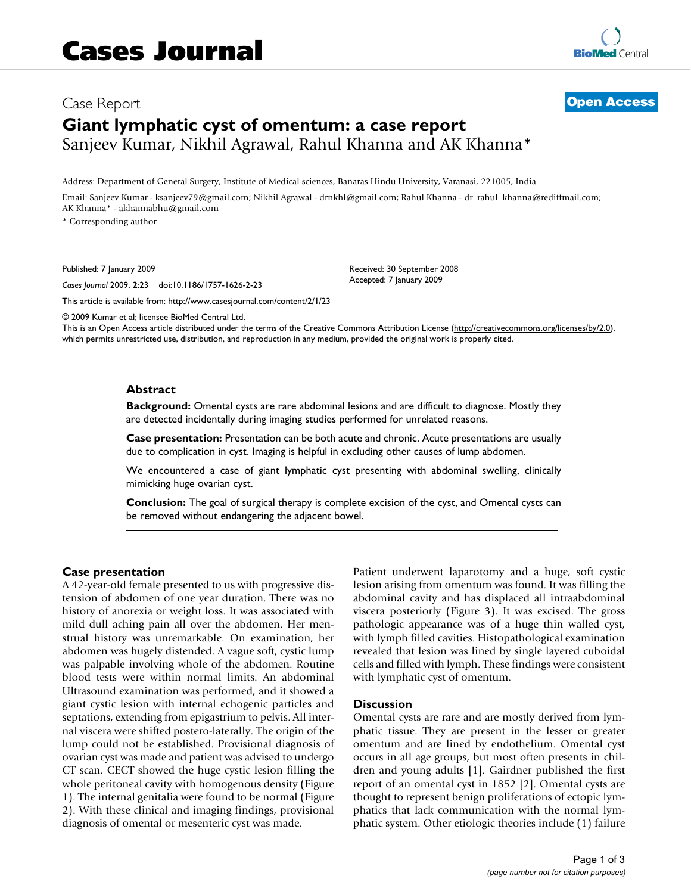# Cases Journal

Case Report

**Open Access**

## Giant lymphatic cyst of omentum: a case report

Sanjeev Kumar, Nikhil Agrawal, Rahul Khanna and AK Khanna*

Address: Department of General Surgery, Institute of Medical sciences, Banaras Hindu University, Varanasi, 221005, India

Email: Sanjeev Kumar - ksanjeev79@gmail.com; Nikhil Agrawal - drnkhl@gmail.com; Rahul Khanna - dr_rahul_khanna@rediffmail.com; AK Khanna* - akhannabhu@gmail.com

* Corresponding author

Published: 7 January 2009

*Cases Journal* 2009, **2**:23 doi:10.1186/1757-1626-2-23

Received: 30 September 2008
Accepted: 7 January 2009

This article is available from: http://www.casesjournal.com/content/2/1/23

© 2009 Kumar et al; licensee BioMed Central Ltd.
This is an Open Access article distributed under the terms of the Creative Commons Attribution License (http://creativecommons.org/licenses/by/2.0), which permits unrestricted use, distribution, and reproduction in any medium, provided the original work is properly cited.

### Abstract

**Background:** Omental cysts are rare abdominal lesions and are difficult to diagnose. Mostly they are detected incidentally during imaging studies performed for unrelated reasons.

**Case presentation:** Presentation can be both acute and chronic. Acute presentations are usually due to complication in cyst. Imaging is helpful in excluding other causes of lump abdomen.

We encountered a case of giant lymphatic cyst presenting with abdominal swelling, clinically mimicking huge ovarian cyst.

**Conclusion:** The goal of surgical therapy is complete excision of the cyst, and Omental cysts can be removed without endangering the adjacent bowel.

### Case presentation

A 42-year-old female presented to us with progressive distension of abdomen of one year duration. There was no history of anorexia or weight loss. It was associated with mild dull aching pain all over the abdomen. Her menstrual history was unremarkable. On examination, her abdomen was hugely distended. A vague soft, cystic lump was palpable involving whole of the abdomen. Routine blood tests were within normal limits. An abdominal Ultrasound examination was performed, and it showed a giant cystic lesion with internal echogenic particles and septations, extending from epigastrium to pelvis. All internal viscera were shifted postero-laterally. The origin of the lump could not be established. Provisional diagnosis of ovarian cyst was made and patient was advised to undergo CT scan. CECT showed the huge cystic lesion filling the whole peritoneal cavity with homogenous density (Figure 1). The internal genitalia were found to be normal (Figure 2). With these clinical and imaging findings, provisional diagnosis of omental or mesenteric cyst was made.

Patient underwent laparotomy and a huge, soft cystic lesion arising from omentum was found. It was filling the abdominal cavity and has displaced all intraabdominal viscera posteriorly (Figure 3). It was excised. The gross pathologic appearance was of a huge thin walled cyst, with lymph filled cavities. Histopathological examination revealed that lesion was lined by single layered cuboidal cells and filled with lymph. These findings were consistent with lymphatic cyst of omentum.

### Discussion

Omental cysts are rare and are mostly derived from lymphatic tissue. They are present in the lesser or greater omentum and are lined by endothelium. Omental cyst occurs in all age groups, but most often presents in children and young adults [1]. Gairdner published the first report of an omental cyst in 1852 [2]. Omental cysts are thought to represent benign proliferations of ectopic lymphatics that lack communication with the normal lymphatic system. Other etiologic theories include (1) failure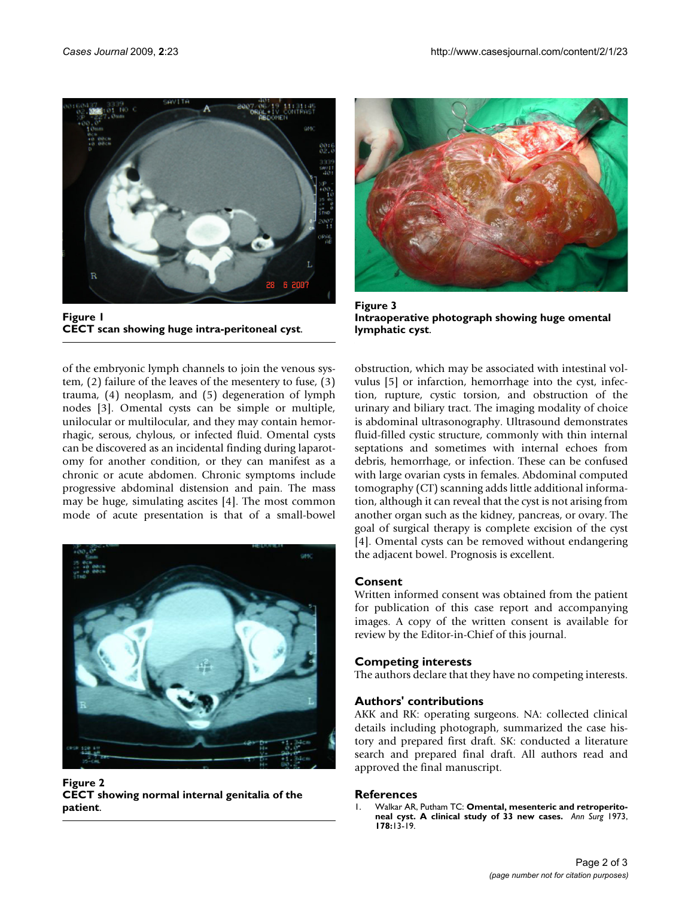Figure 1
**CECT scan showing huge intra-peritoneal cyst**.

of the embryonic lymph channels to join the venous system, (2) failure of the leaves of the mesentery to fuse, (3) trauma, (4) neoplasm, and (5) degeneration of lymph nodes [3]. Omental cysts can be simple or multiple, unilocular or multilocular, and they may contain hemorrhagic, serous, chylous, or infected fluid. Omental cysts can be discovered as an incidental finding during laparotomy for another condition, or they can manifest as a chronic or acute abdomen. Chronic symptoms include progressive abdominal distension and pain. The mass may be huge, simulating ascites [4]. The most common mode of acute presentation is that of a small-bowel obstruction, which may be associated with intestinal volvulus [5] or infarction, hemorrhage into the cyst, infection, rupture, cystic torsion, and obstruction of the urinary and biliary tract. The imaging modality of choice is abdominal ultrasonography. Ultrasound demonstrates fluid-filled cystic structure, commonly with thin internal septations and sometimes with internal echoes from debris, hemorrhage, or infection. These can be confused with large ovarian cysts in females. Abdominal computed tomography (CT) scanning adds little additional information, although it can reveal that the cyst is not arising from another organ such as the kidney, pancreas, or ovary. The goal of surgical therapy is complete excision of the cyst [4]. Omental cysts can be removed without endangering the adjacent bowel. Prognosis is excellent.

Figure 2
**CECT showing normal internal genitalia of the patient**.

Figure 3
**Intraoperative photograph showing huge omental lymphatic cyst**.

## Consent

Written informed consent was obtained from the patient for publication of this case report and accompanying images. A copy of the written consent is available for review by the Editor-in-Chief of this journal.

## Competing interests

The authors declare that they have no competing interests.

## Authors' contributions

AKK and RK: operating surgeons. NA: collected clinical details including photograph, summarized the case history and prepared first draft. SK: conducted a literature search and prepared final draft. All authors read and approved the final manuscript.

## References

1. Walkar AR, Putham TC: **Omental, mesenteric and retroperitoneal cyst. A clinical study of 33 new cases.** *Ann Surg* 1973, **178:**13-19.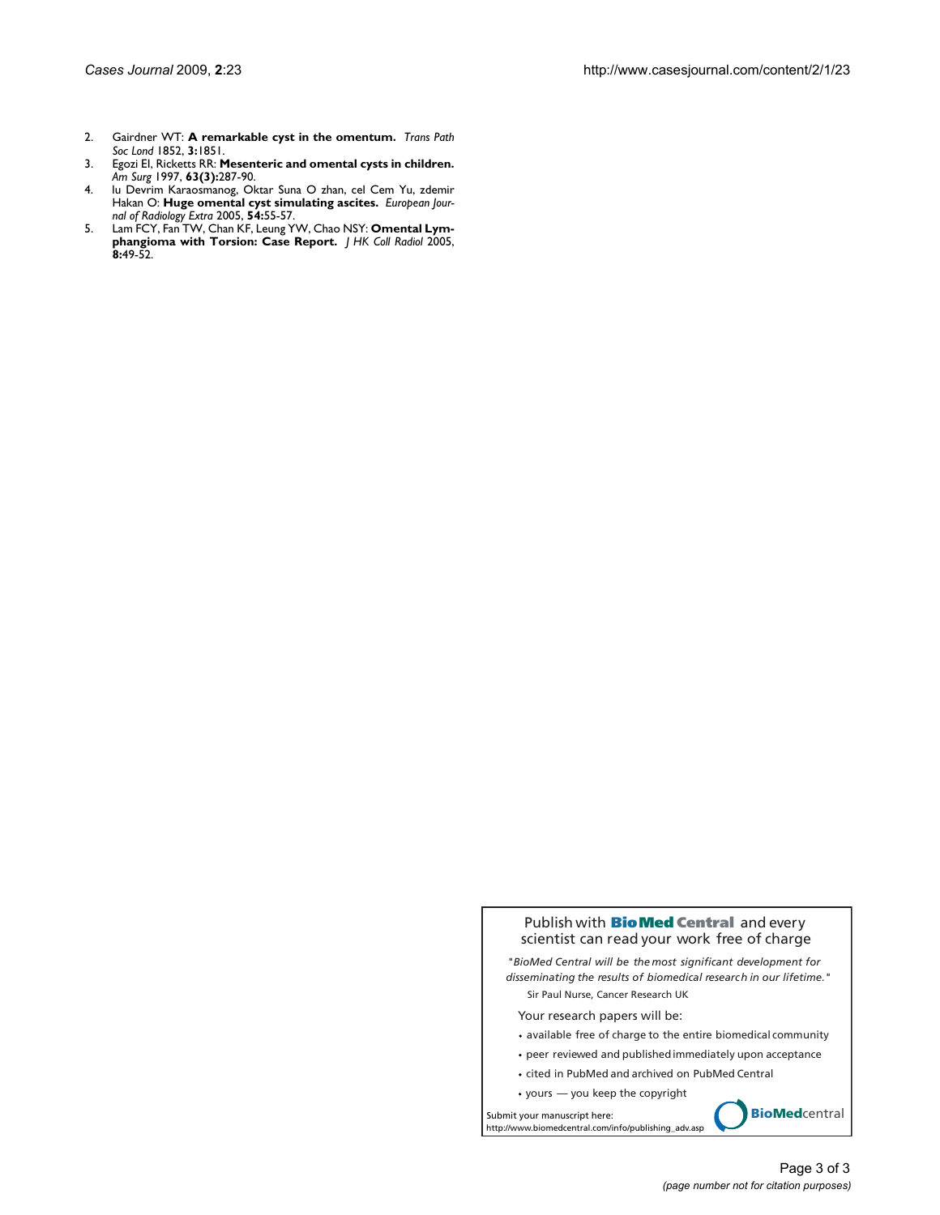2. Gairdner WT: **A remarkable cyst in the omentum.** *Trans Path Soc Lond* 1852, **3:**1851.
3. Egozi EI, Ricketts RR: **Mesenteric and omental cysts in children.** *Am Surg* 1997, **63(3):**287-90.
4. lu Devrim Karaosmanog, Oktar Suna O zhan, cel Cem Yu, zdemir Hakan O: **Huge omental cyst simulating ascites.** *European Journal of Radiology Extra* 2005, **54:**55-57.
5. Lam FCY, Fan TW, Chan KF, Leung YW, Chao NSY: **Omental Lymphangioma with Torsion: Case Report.** *J HK Coll Radiol* 2005, **8:**49-52.

Publish with **BioMed Central** and every scientist can read your work free of charge

*"BioMed Central will be the most significant development for disseminating the results of biomedical research in our lifetime."*

Sir Paul Nurse, Cancer Research UK

Your research papers will be:

- available free of charge to the entire biomedical community
- peer reviewed and published immediately upon acceptance
- cited in PubMed and archived on PubMed Central
- yours — you keep the copyright

Submit your manuscript here:
http://www.biomedcentral.com/info/publishing_adv.asp

**BioMed**central